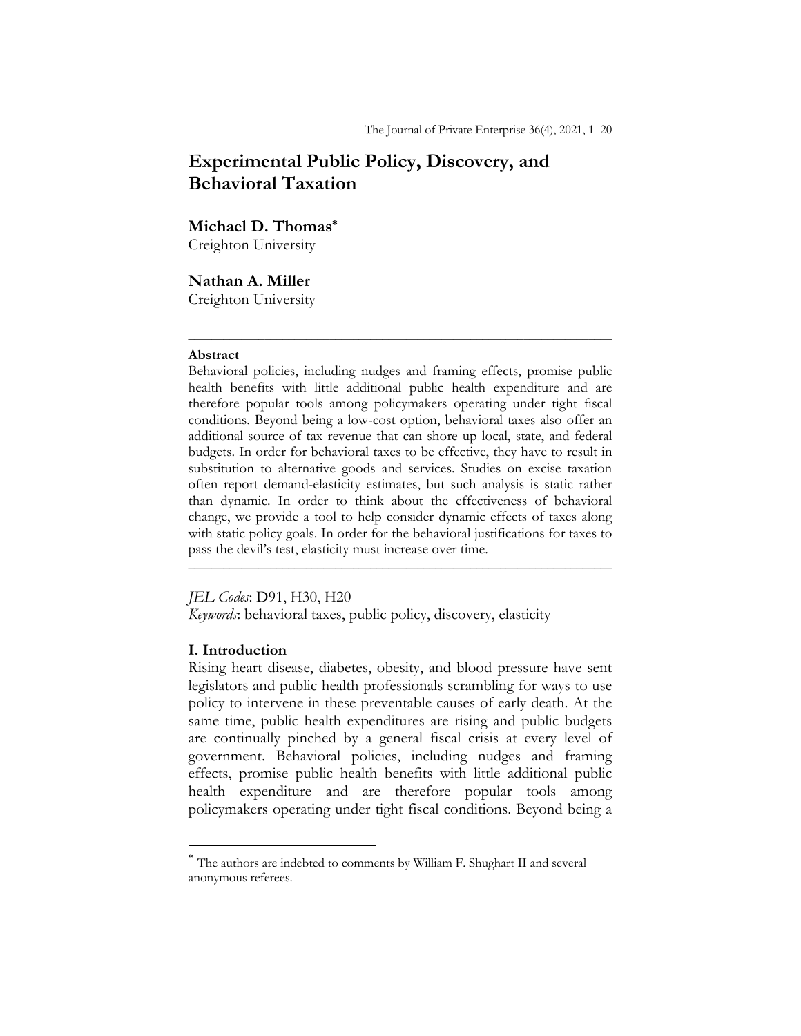# Experimental Public Policy, Discovery, and Behavioral Taxation

**Michael D. Thomas***
Creighton University

**Nathan A. Miller**
Creighton University

---

**Abstract**

Behavioral policies, including nudges and framing effects, promise public health benefits with little additional public health expenditure and are therefore popular tools among policymakers operating under tight fiscal conditions. Beyond being a low-cost option, behavioral taxes also offer an additional source of tax revenue that can shore up local, state, and federal budgets. In order for behavioral taxes to be effective, they have to result in substitution to alternative goods and services. Studies on excise taxation often report demand-elasticity estimates, but such analysis is static rather than dynamic. In order to think about the effectiveness of behavioral change, we provide a tool to help consider dynamic effects of taxes along with static policy goals. In order for the behavioral justifications for taxes to pass the devil's test, elasticity must increase over time.

---

*JEL Codes*: D91, H30, H20

*Keywords*: behavioral taxes, public policy, discovery, elasticity

## I. Introduction

Rising heart disease, diabetes, obesity, and blood pressure have sent legislators and public health professionals scrambling for ways to use policy to intervene in these preventable causes of early death. At the same time, public health expenditures are rising and public budgets are continually pinched by a general fiscal crisis at every level of government. Behavioral policies, including nudges and framing effects, promise public health benefits with little additional public health expenditure and are therefore popular tools among policymakers operating under tight fiscal conditions. Beyond being a

---

* The authors are indebted to comments by William F. Shughart II and several anonymous referees.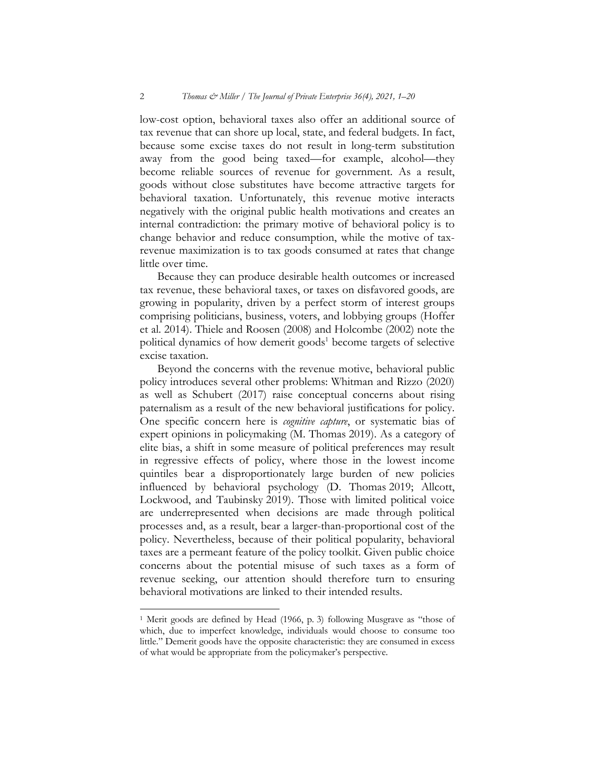low-cost option, behavioral taxes also offer an additional source of tax revenue that can shore up local, state, and federal budgets. In fact, because some excise taxes do not result in long-term substitution away from the good being taxed—for example, alcohol—they become reliable sources of revenue for government. As a result, goods without close substitutes have become attractive targets for behavioral taxation. Unfortunately, this revenue motive interacts negatively with the original public health motivations and creates an internal contradiction: the primary motive of behavioral policy is to change behavior and reduce consumption, while the motive of tax-revenue maximization is to tax goods consumed at rates that change little over time.

Because they can produce desirable health outcomes or increased tax revenue, these behavioral taxes, or taxes on disfavored goods, are growing in popularity, driven by a perfect storm of interest groups comprising politicians, business, voters, and lobbying groups (Hoffer et al. 2014). Thiele and Roosen (2008) and Holcombe (2002) note the political dynamics of how demerit goods[1] become targets of selective excise taxation.

Beyond the concerns with the revenue motive, behavioral public policy introduces several other problems: Whitman and Rizzo (2020) as well as Schubert (2017) raise conceptual concerns about rising paternalism as a result of the new behavioral justifications for policy. One specific concern here is *cognitive capture*, or systematic bias of expert opinions in policymaking (M. Thomas 2019). As a category of elite bias, a shift in some measure of political preferences may result in regressive effects of policy, where those in the lowest income quintiles bear a disproportionately large burden of new policies influenced by behavioral psychology (D. Thomas 2019; Allcott, Lockwood, and Taubinsky 2019). Those with limited political voice are underrepresented when decisions are made through political processes and, as a result, bear a larger-than-proportional cost of the policy. Nevertheless, because of their political popularity, behavioral taxes are a permeant feature of the policy toolkit. Given public choice concerns about the potential misuse of such taxes as a form of revenue seeking, our attention should therefore turn to ensuring behavioral motivations are linked to their intended results.

---

[1] Merit goods are defined by Head (1966, p. 3) following Musgrave as "those of which, due to imperfect knowledge, individuals would choose to consume too little." Demerit goods have the opposite characteristic: they are consumed in excess of what would be appropriate from the policymaker's perspective.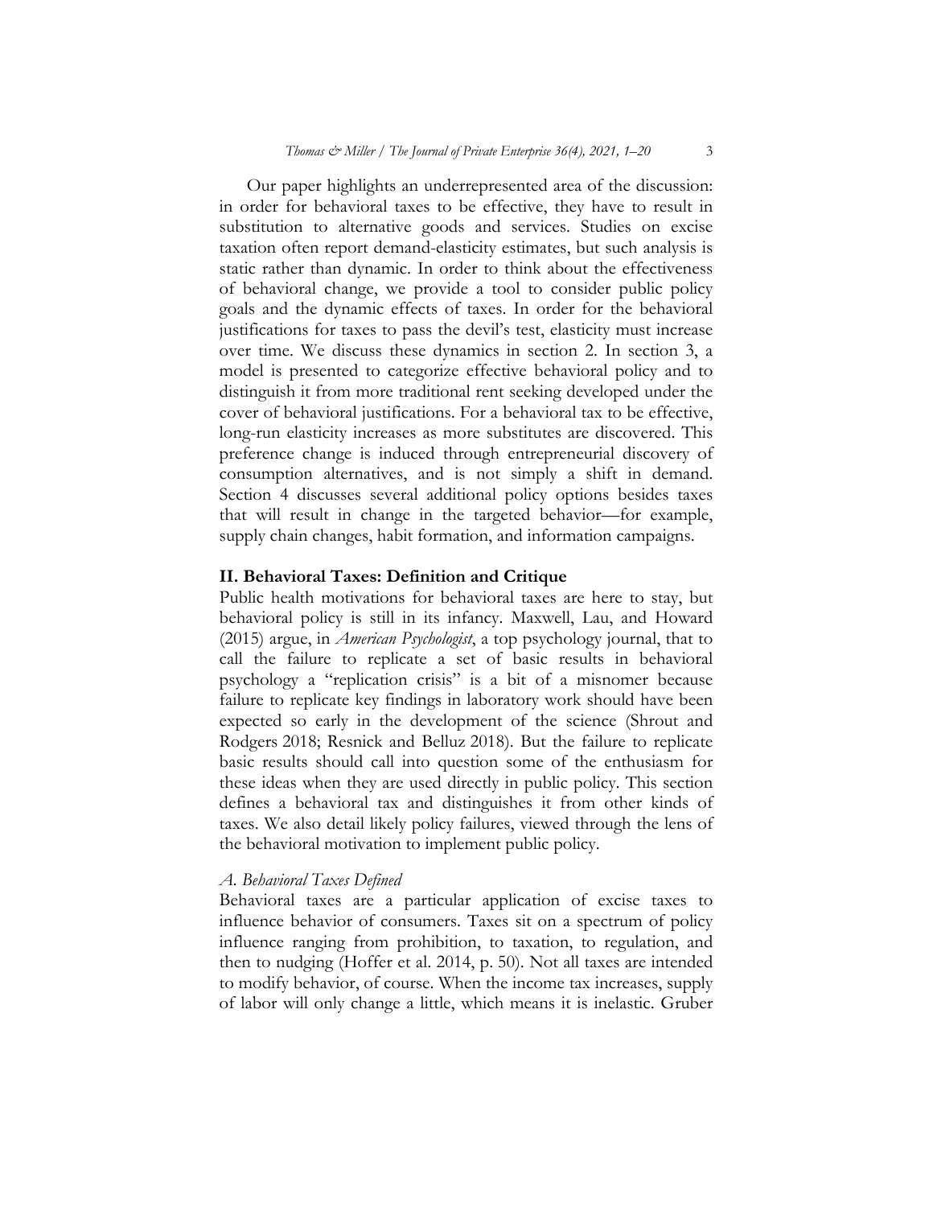Our paper highlights an underrepresented area of the discussion: in order for behavioral taxes to be effective, they have to result in substitution to alternative goods and services. Studies on excise taxation often report demand-elasticity estimates, but such analysis is static rather than dynamic. In order to think about the effectiveness of behavioral change, we provide a tool to consider public policy goals and the dynamic effects of taxes. In order for the behavioral justifications for taxes to pass the devil's test, elasticity must increase over time. We discuss these dynamics in section 2. In section 3, a model is presented to categorize effective behavioral policy and to distinguish it from more traditional rent seeking developed under the cover of behavioral justifications. For a behavioral tax to be effective, long-run elasticity increases as more substitutes are discovered. This preference change is induced through entrepreneurial discovery of consumption alternatives, and is not simply a shift in demand. Section 4 discusses several additional policy options besides taxes that will result in change in the targeted behavior—for example, supply chain changes, habit formation, and information campaigns.

## II. Behavioral Taxes: Definition and Critique

Public health motivations for behavioral taxes are here to stay, but behavioral policy is still in its infancy. Maxwell, Lau, and Howard (2015) argue, in *American Psychologist*, a top psychology journal, that to call the failure to replicate a set of basic results in behavioral psychology a "replication crisis" is a bit of a misnomer because failure to replicate key findings in laboratory work should have been expected so early in the development of the science (Shrout and Rodgers 2018; Resnick and Belluz 2018). But the failure to replicate basic results should call into question some of the enthusiasm for these ideas when they are used directly in public policy. This section defines a behavioral tax and distinguishes it from other kinds of taxes. We also detail likely policy failures, viewed through the lens of the behavioral motivation to implement public policy.

### *A. Behavioral Taxes Defined*

Behavioral taxes are a particular application of excise taxes to influence behavior of consumers. Taxes sit on a spectrum of policy influence ranging from prohibition, to taxation, to regulation, and then to nudging (Hoffer et al. 2014, p. 50). Not all taxes are intended to modify behavior, of course. When the income tax increases, supply of labor will only change a little, which means it is inelastic. Gruber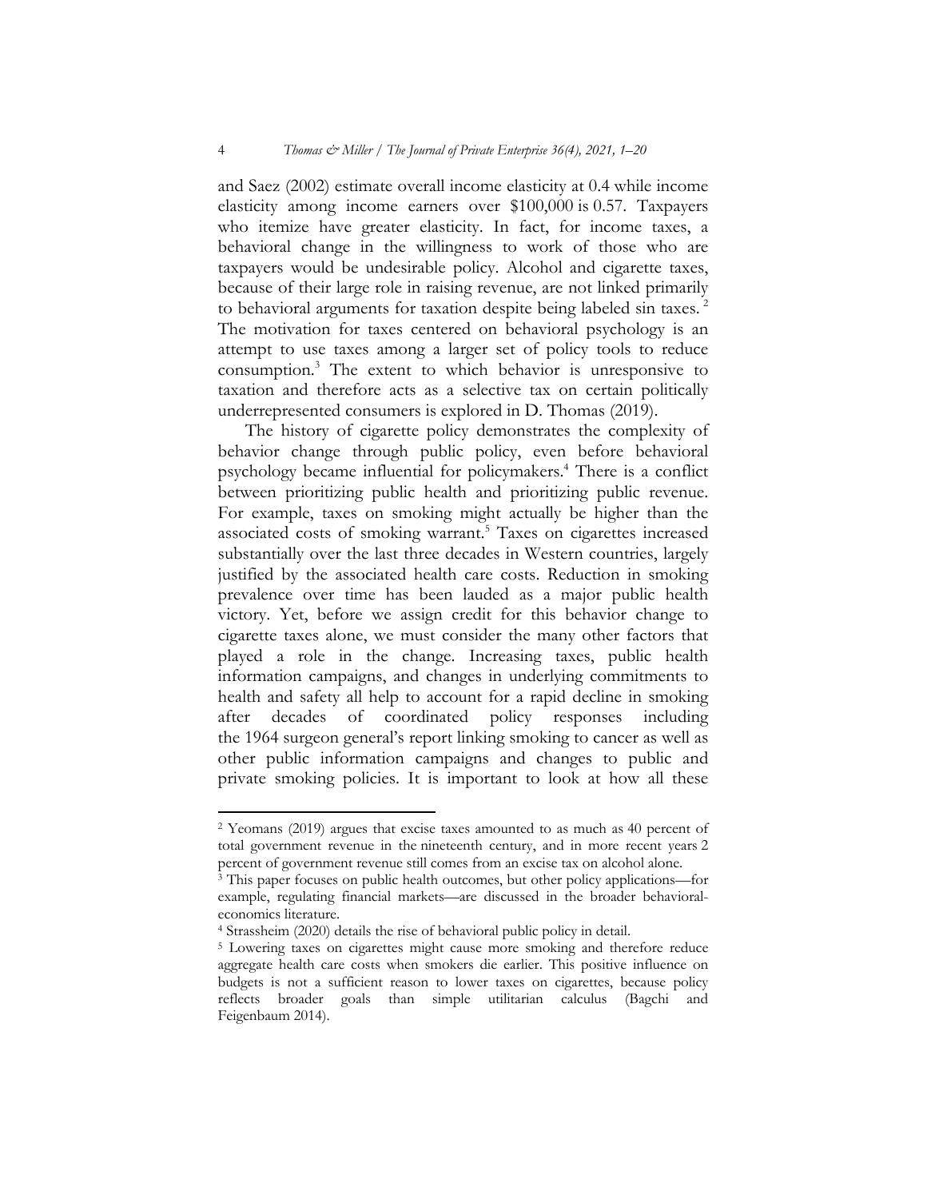and Saez (2002) estimate overall income elasticity at 0.4 while income elasticity among income earners over \$100,000 is 0.57. Taxpayers who itemize have greater elasticity. In fact, for income taxes, a behavioral change in the willingness to work of those who are taxpayers would be undesirable policy. Alcohol and cigarette taxes, because of their large role in raising revenue, are not linked primarily to behavioral arguments for taxation despite being labeled sin taxes.[2] The motivation for taxes centered on behavioral psychology is an attempt to use taxes among a larger set of policy tools to reduce consumption.[3] The extent to which behavior is unresponsive to taxation and therefore acts as a selective tax on certain politically underrepresented consumers is explored in D. Thomas (2019).

The history of cigarette policy demonstrates the complexity of behavior change through public policy, even before behavioral psychology became influential for policymakers.[4] There is a conflict between prioritizing public health and prioritizing public revenue. For example, taxes on smoking might actually be higher than the associated costs of smoking warrant.[5] Taxes on cigarettes increased substantially over the last three decades in Western countries, largely justified by the associated health care costs. Reduction in smoking prevalence over time has been lauded as a major public health victory. Yet, before we assign credit for this behavior change to cigarette taxes alone, we must consider the many other factors that played a role in the change. Increasing taxes, public health information campaigns, and changes in underlying commitments to health and safety all help to account for a rapid decline in smoking after decades of coordinated policy responses including the 1964 surgeon general's report linking smoking to cancer as well as other public information campaigns and changes to public and private smoking policies. It is important to look at how all these

---

[2] Yeomans (2019) argues that excise taxes amounted to as much as 40 percent of total government revenue in the nineteenth century, and in more recent years 2 percent of government revenue still comes from an excise tax on alcohol alone.

[3] This paper focuses on public health outcomes, but other policy applications—for example, regulating financial markets—are discussed in the broader behavioral-economics literature.

[4] Strassheim (2020) details the rise of behavioral public policy in detail.

[5] Lowering taxes on cigarettes might cause more smoking and therefore reduce aggregate health care costs when smokers die earlier. This positive influence on budgets is not a sufficient reason to lower taxes on cigarettes, because policy reflects broader goals than simple utilitarian calculus (Bagchi and Feigenbaum 2014).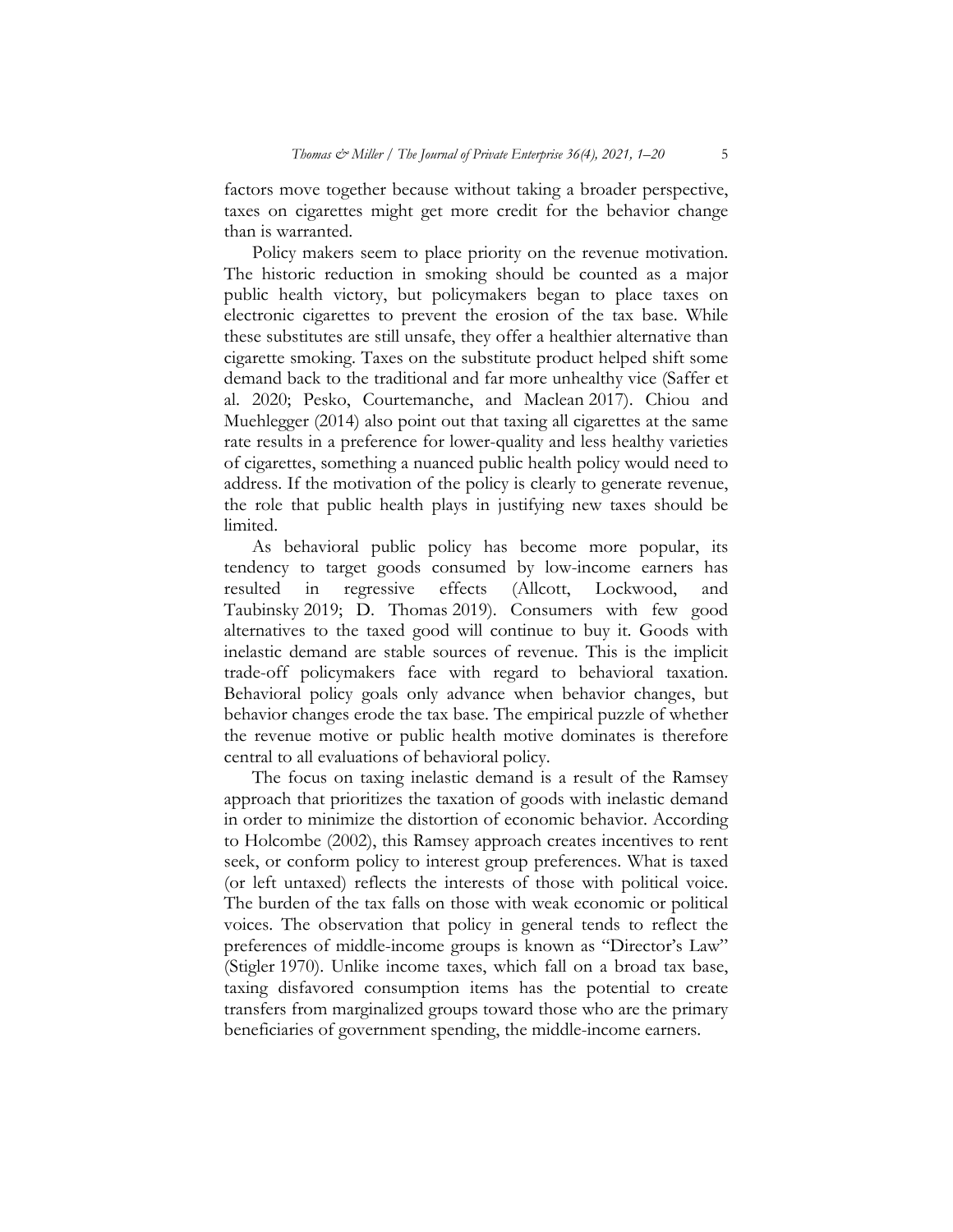factors move together because without taking a broader perspective, taxes on cigarettes might get more credit for the behavior change than is warranted.

Policy makers seem to place priority on the revenue motivation. The historic reduction in smoking should be counted as a major public health victory, but policymakers began to place taxes on electronic cigarettes to prevent the erosion of the tax base. While these substitutes are still unsafe, they offer a healthier alternative than cigarette smoking. Taxes on the substitute product helped shift some demand back to the traditional and far more unhealthy vice (Saffer et al. 2020; Pesko, Courtemanche, and Maclean 2017). Chiou and Muehlegger (2014) also point out that taxing all cigarettes at the same rate results in a preference for lower-quality and less healthy varieties of cigarettes, something a nuanced public health policy would need to address. If the motivation of the policy is clearly to generate revenue, the role that public health plays in justifying new taxes should be limited.

As behavioral public policy has become more popular, its tendency to target goods consumed by low-income earners has resulted in regressive effects (Allcott, Lockwood, and Taubinsky 2019; D. Thomas 2019). Consumers with few good alternatives to the taxed good will continue to buy it. Goods with inelastic demand are stable sources of revenue. This is the implicit trade-off policymakers face with regard to behavioral taxation. Behavioral policy goals only advance when behavior changes, but behavior changes erode the tax base. The empirical puzzle of whether the revenue motive or public health motive dominates is therefore central to all evaluations of behavioral policy.

The focus on taxing inelastic demand is a result of the Ramsey approach that prioritizes the taxation of goods with inelastic demand in order to minimize the distortion of economic behavior. According to Holcombe (2002), this Ramsey approach creates incentives to rent seek, or conform policy to interest group preferences. What is taxed (or left untaxed) reflects the interests of those with political voice. The burden of the tax falls on those with weak economic or political voices. The observation that policy in general tends to reflect the preferences of middle-income groups is known as "Director's Law" (Stigler 1970). Unlike income taxes, which fall on a broad tax base, taxing disfavored consumption items has the potential to create transfers from marginalized groups toward those who are the primary beneficiaries of government spending, the middle-income earners.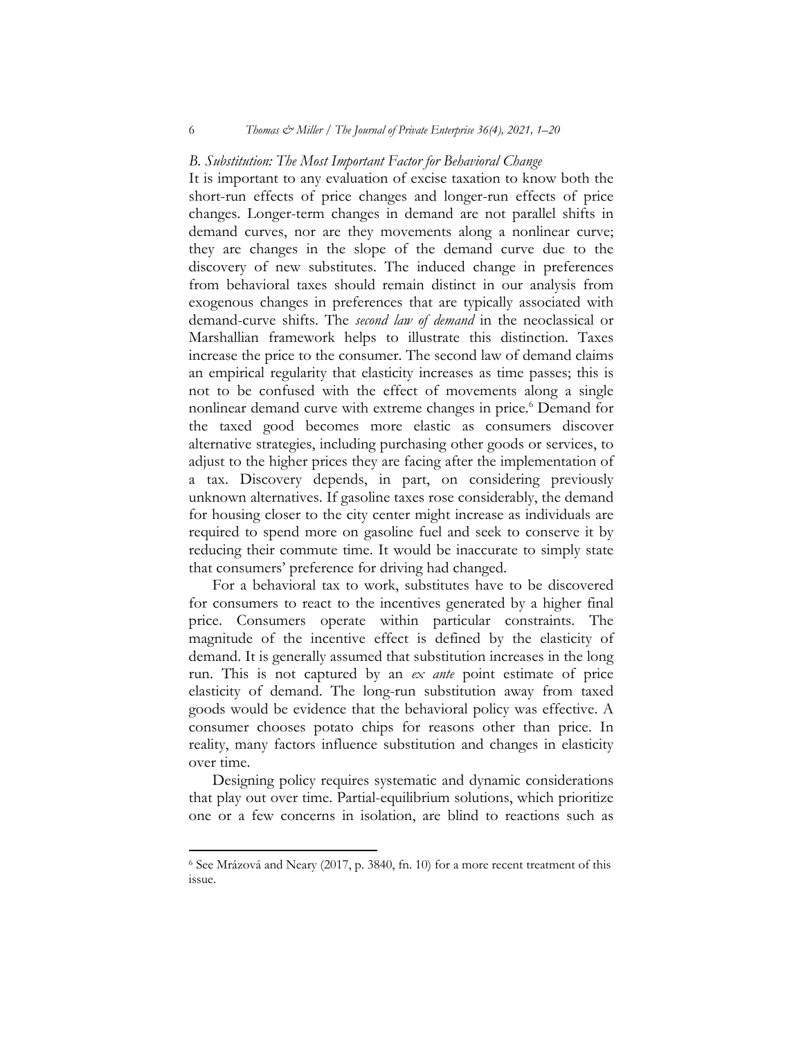### *B. Substitution: The Most Important Factor for Behavioral Change*

It is important to any evaluation of excise taxation to know both the short-run effects of price changes and longer-run effects of price changes. Longer-term changes in demand are not parallel shifts in demand curves, nor are they movements along a nonlinear curve; they are changes in the slope of the demand curve due to the discovery of new substitutes. The induced change in preferences from behavioral taxes should remain distinct in our analysis from exogenous changes in preferences that are typically associated with demand-curve shifts. The *second law of demand* in the neoclassical or Marshallian framework helps to illustrate this distinction. Taxes increase the price to the consumer. The second law of demand claims an empirical regularity that elasticity increases as time passes; this is not to be confused with the effect of movements along a single nonlinear demand curve with extreme changes in price.[6] Demand for the taxed good becomes more elastic as consumers discover alternative strategies, including purchasing other goods or services, to adjust to the higher prices they are facing after the implementation of a tax. Discovery depends, in part, on considering previously unknown alternatives. If gasoline taxes rose considerably, the demand for housing closer to the city center might increase as individuals are required to spend more on gasoline fuel and seek to conserve it by reducing their commute time. It would be inaccurate to simply state that consumers' preference for driving had changed.

For a behavioral tax to work, substitutes have to be discovered for consumers to react to the incentives generated by a higher final price. Consumers operate within particular constraints. The magnitude of the incentive effect is defined by the elasticity of demand. It is generally assumed that substitution increases in the long run. This is not captured by an *ex ante* point estimate of price elasticity of demand. The long-run substitution away from taxed goods would be evidence that the behavioral policy was effective. A consumer chooses potato chips for reasons other than price. In reality, many factors influence substitution and changes in elasticity over time.

Designing policy requires systematic and dynamic considerations that play out over time. Partial-equilibrium solutions, which prioritize one or a few concerns in isolation, are blind to reactions such as

---

[6] See Mrázová and Neary (2017, p. 3840, fn. 10) for a more recent treatment of this issue.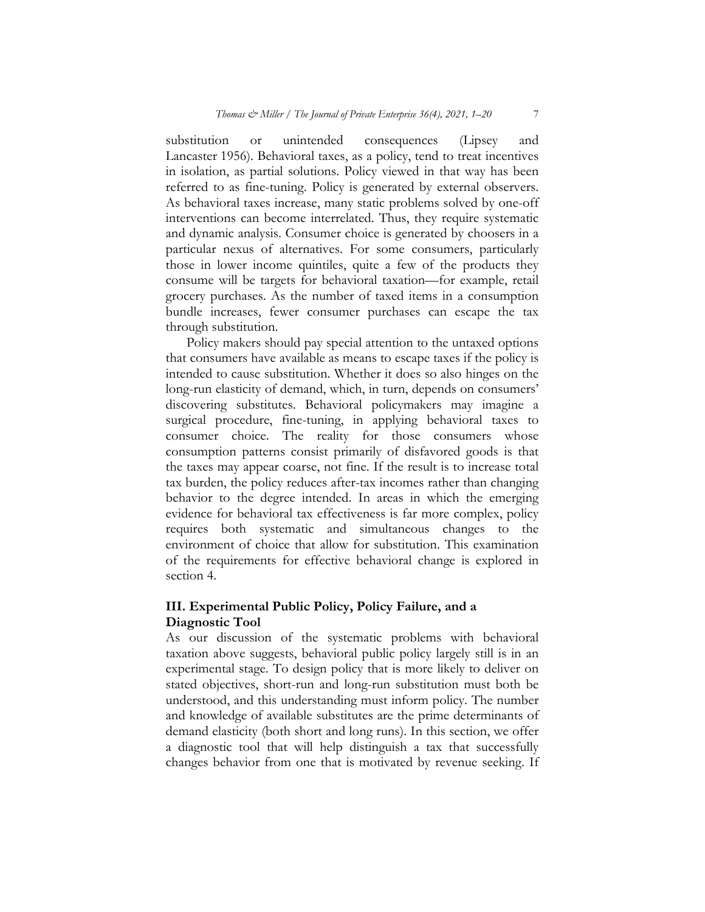substitution or unintended consequences (Lipsey and Lancaster 1956). Behavioral taxes, as a policy, tend to treat incentives in isolation, as partial solutions. Policy viewed in that way has been referred to as fine-tuning. Policy is generated by external observers. As behavioral taxes increase, many static problems solved by one-off interventions can become interrelated. Thus, they require systematic and dynamic analysis. Consumer choice is generated by choosers in a particular nexus of alternatives. For some consumers, particularly those in lower income quintiles, quite a few of the products they consume will be targets for behavioral taxation—for example, retail grocery purchases. As the number of taxed items in a consumption bundle increases, fewer consumer purchases can escape the tax through substitution.

Policy makers should pay special attention to the untaxed options that consumers have available as means to escape taxes if the policy is intended to cause substitution. Whether it does so also hinges on the long-run elasticity of demand, which, in turn, depends on consumers' discovering substitutes. Behavioral policymakers may imagine a surgical procedure, fine-tuning, in applying behavioral taxes to consumer choice. The reality for those consumers whose consumption patterns consist primarily of disfavored goods is that the taxes may appear coarse, not fine. If the result is to increase total tax burden, the policy reduces after-tax incomes rather than changing behavior to the degree intended. In areas in which the emerging evidence for behavioral tax effectiveness is far more complex, policy requires both systematic and simultaneous changes to the environment of choice that allow for substitution. This examination of the requirements for effective behavioral change is explored in section 4.

## III. Experimental Public Policy, Policy Failure, and a Diagnostic Tool

As our discussion of the systematic problems with behavioral taxation above suggests, behavioral public policy largely still is in an experimental stage. To design policy that is more likely to deliver on stated objectives, short-run and long-run substitution must both be understood, and this understanding must inform policy. The number and knowledge of available substitutes are the prime determinants of demand elasticity (both short and long runs). In this section, we offer a diagnostic tool that will help distinguish a tax that successfully changes behavior from one that is motivated by revenue seeking. If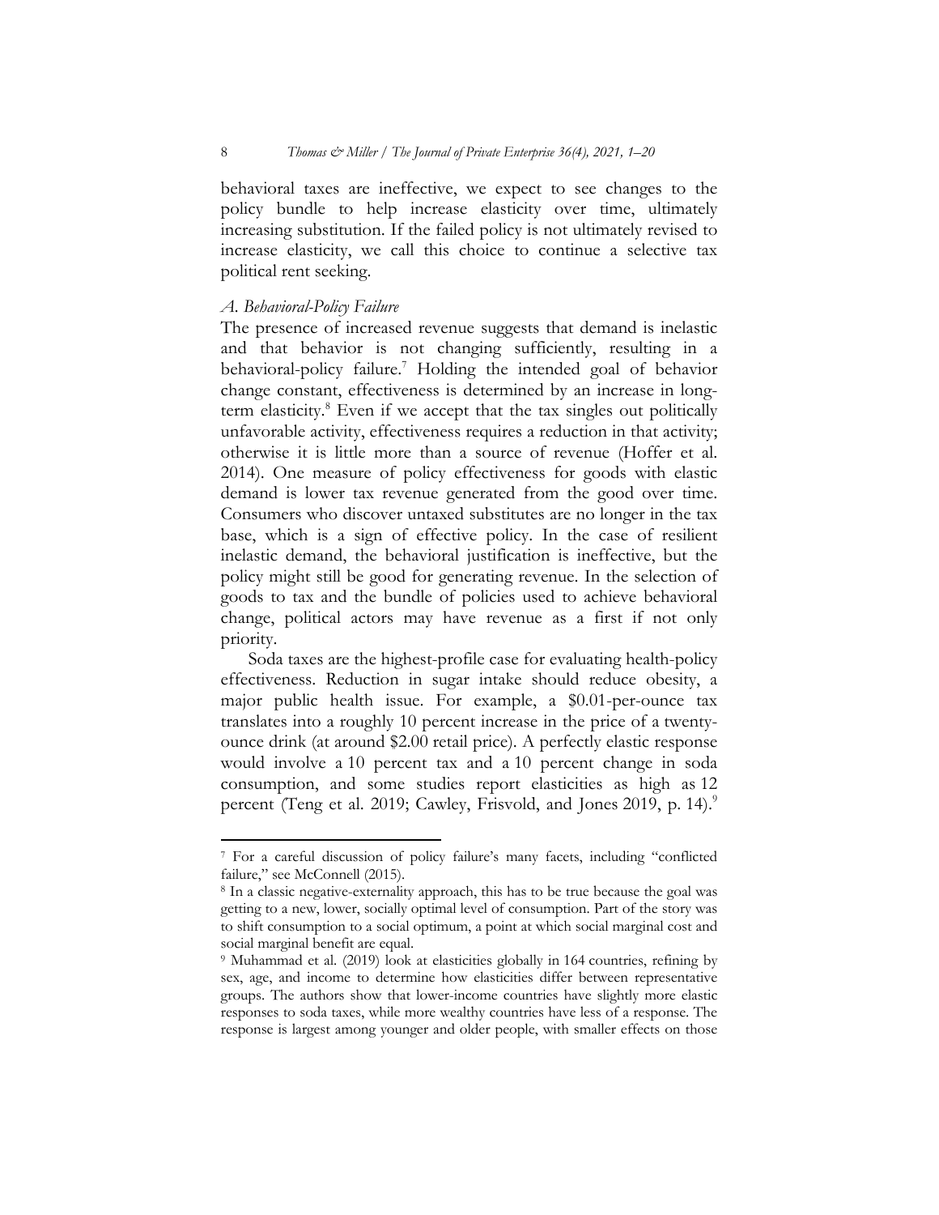behavioral taxes are ineffective, we expect to see changes to the policy bundle to help increase elasticity over time, ultimately increasing substitution. If the failed policy is not ultimately revised to increase elasticity, we call this choice to continue a selective tax political rent seeking.

### *A. Behavioral-Policy Failure*

The presence of increased revenue suggests that demand is inelastic and that behavior is not changing sufficiently, resulting in a behavioral-policy failure.[7] Holding the intended goal of behavior change constant, effectiveness is determined by an increase in long-term elasticity.[8] Even if we accept that the tax singles out politically unfavorable activity, effectiveness requires a reduction in that activity; otherwise it is little more than a source of revenue (Hoffer et al. 2014). One measure of policy effectiveness for goods with elastic demand is lower tax revenue generated from the good over time. Consumers who discover untaxed substitutes are no longer in the tax base, which is a sign of effective policy. In the case of resilient inelastic demand, the behavioral justification is ineffective, but the policy might still be good for generating revenue. In the selection of goods to tax and the bundle of policies used to achieve behavioral change, political actors may have revenue as a first if not only priority.

Soda taxes are the highest-profile case for evaluating health-policy effectiveness. Reduction in sugar intake should reduce obesity, a major public health issue. For example, a \$0.01-per-ounce tax translates into a roughly 10 percent increase in the price of a twenty-ounce drink (at around \$2.00 retail price). A perfectly elastic response would involve a 10 percent tax and a 10 percent change in soda consumption, and some studies report elasticities as high as 12 percent (Teng et al. 2019; Cawley, Frisvold, and Jones 2019, p. 14).[9]

---

[7] For a careful discussion of policy failure's many facets, including "conflicted failure," see McConnell (2015).

[8] In a classic negative-externality approach, this has to be true because the goal was getting to a new, lower, socially optimal level of consumption. Part of the story was to shift consumption to a social optimum, a point at which social marginal cost and social marginal benefit are equal.

[9] Muhammad et al. (2019) look at elasticities globally in 164 countries, refining by sex, age, and income to determine how elasticities differ between representative groups. The authors show that lower-income countries have slightly more elastic responses to soda taxes, while more wealthy countries have less of a response. The response is largest among younger and older people, with smaller effects on those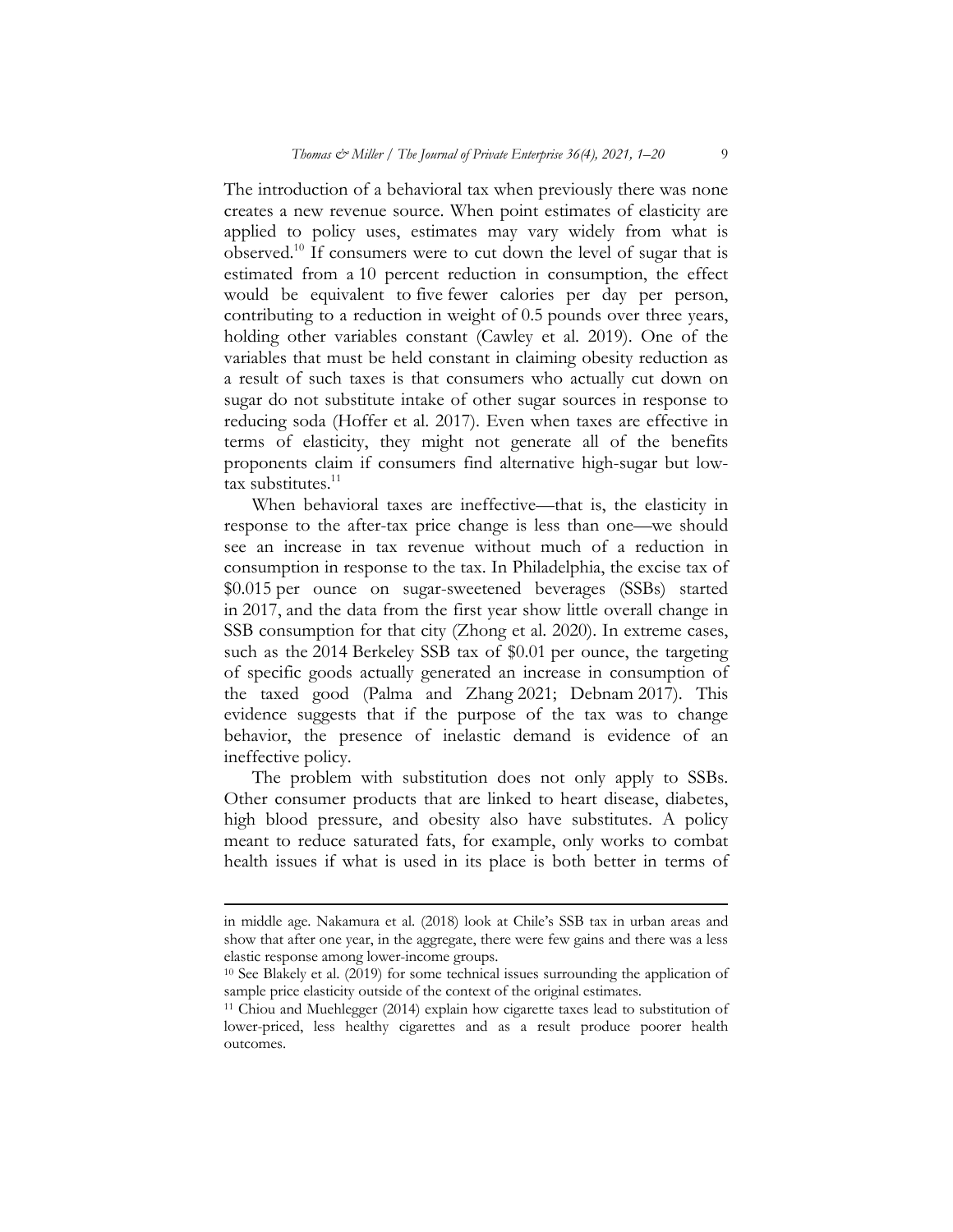The introduction of a behavioral tax when previously there was none creates a new revenue source. When point estimates of elasticity are applied to policy uses, estimates may vary widely from what is observed.[10] If consumers were to cut down the level of sugar that is estimated from a 10 percent reduction in consumption, the effect would be equivalent to five fewer calories per day per person, contributing to a reduction in weight of 0.5 pounds over three years, holding other variables constant (Cawley et al. 2019). One of the variables that must be held constant in claiming obesity reduction as a result of such taxes is that consumers who actually cut down on sugar do not substitute intake of other sugar sources in response to reducing soda (Hoffer et al. 2017). Even when taxes are effective in terms of elasticity, they might not generate all of the benefits proponents claim if consumers find alternative high-sugar but low-tax substitutes.[11]

When behavioral taxes are ineffective—that is, the elasticity in response to the after-tax price change is less than one—we should see an increase in tax revenue without much of a reduction in consumption in response to the tax. In Philadelphia, the excise tax of $0.015 per ounce on sugar-sweetened beverages (SSBs) started in 2017, and the data from the first year show little overall change in SSB consumption for that city (Zhong et al. 2020). In extreme cases, such as the 2014 Berkeley SSB tax of $0.01 per ounce, the targeting of specific goods actually generated an increase in consumption of the taxed good (Palma and Zhang 2021; Debnam 2017). This evidence suggests that if the purpose of the tax was to change behavior, the presence of inelastic demand is evidence of an ineffective policy.

The problem with substitution does not only apply to SSBs. Other consumer products that are linked to heart disease, diabetes, high blood pressure, and obesity also have substitutes. A policy meant to reduce saturated fats, for example, only works to combat health issues if what is used in its place is both better in terms of

---

in middle age. Nakamura et al. (2018) look at Chile's SSB tax in urban areas and show that after one year, in the aggregate, there were few gains and there was a less elastic response among lower-income groups.

[10] See Blakely et al. (2019) for some technical issues surrounding the application of sample price elasticity outside of the context of the original estimates.

[11] Chiou and Muehlegger (2014) explain how cigarette taxes lead to substitution of lower-priced, less healthy cigarettes and as a result produce poorer health outcomes.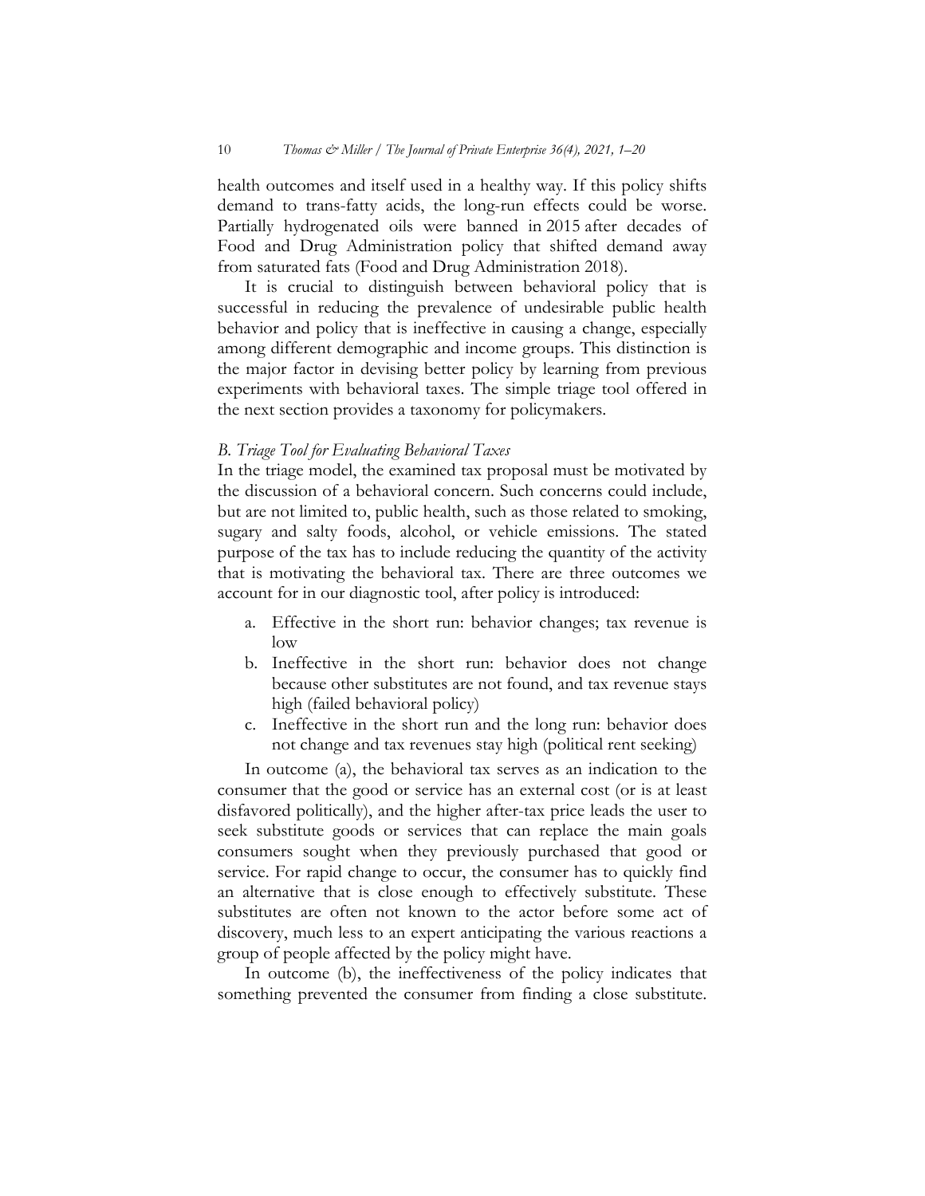health outcomes and itself used in a healthy way. If this policy shifts demand to trans-fatty acids, the long-run effects could be worse. Partially hydrogenated oils were banned in 2015 after decades of Food and Drug Administration policy that shifted demand away from saturated fats (Food and Drug Administration 2018).

It is crucial to distinguish between behavioral policy that is successful in reducing the prevalence of undesirable public health behavior and policy that is ineffective in causing a change, especially among different demographic and income groups. This distinction is the major factor in devising better policy by learning from previous experiments with behavioral taxes. The simple triage tool offered in the next section provides a taxonomy for policymakers.

### *B. Triage Tool for Evaluating Behavioral Taxes*

In the triage model, the examined tax proposal must be motivated by the discussion of a behavioral concern. Such concerns could include, but are not limited to, public health, such as those related to smoking, sugary and salty foods, alcohol, or vehicle emissions. The stated purpose of the tax has to include reducing the quantity of the activity that is motivating the behavioral tax. There are three outcomes we account for in our diagnostic tool, after policy is introduced:

a. Effective in the short run: behavior changes; tax revenue is low
b. Ineffective in the short run: behavior does not change because other substitutes are not found, and tax revenue stays high (failed behavioral policy)
c. Ineffective in the short run and the long run: behavior does not change and tax revenues stay high (political rent seeking)

In outcome (a), the behavioral tax serves as an indication to the consumer that the good or service has an external cost (or is at least disfavored politically), and the higher after-tax price leads the user to seek substitute goods or services that can replace the main goals consumers sought when they previously purchased that good or service. For rapid change to occur, the consumer has to quickly find an alternative that is close enough to effectively substitute. These substitutes are often not known to the actor before some act of discovery, much less to an expert anticipating the various reactions a group of people affected by the policy might have.

In outcome (b), the ineffectiveness of the policy indicates that something prevented the consumer from finding a close substitute.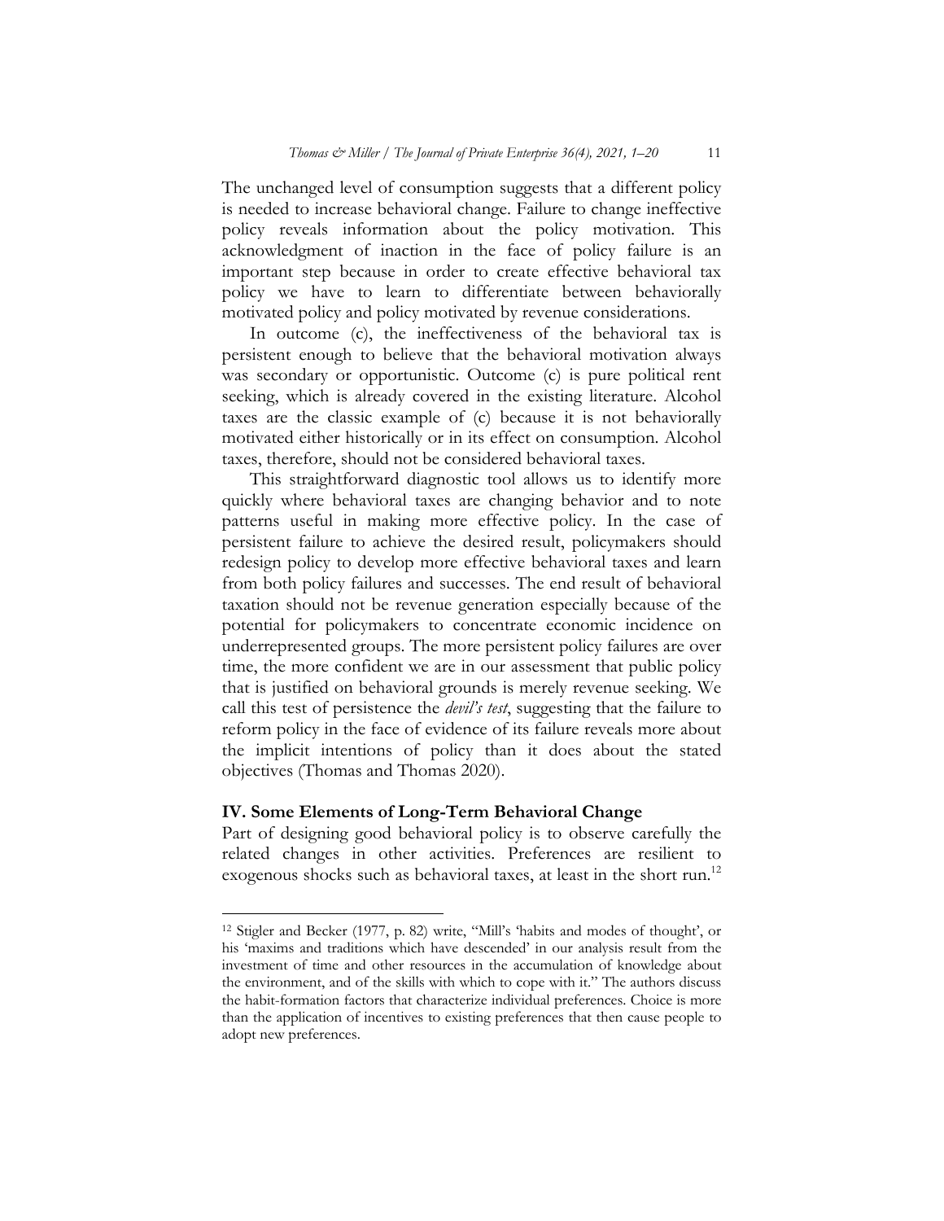The unchanged level of consumption suggests that a different policy is needed to increase behavioral change. Failure to change ineffective policy reveals information about the policy motivation. This acknowledgment of inaction in the face of policy failure is an important step because in order to create effective behavioral tax policy we have to learn to differentiate between behaviorally motivated policy and policy motivated by revenue considerations.

In outcome (c), the ineffectiveness of the behavioral tax is persistent enough to believe that the behavioral motivation always was secondary or opportunistic. Outcome (c) is pure political rent seeking, which is already covered in the existing literature. Alcohol taxes are the classic example of (c) because it is not behaviorally motivated either historically or in its effect on consumption. Alcohol taxes, therefore, should not be considered behavioral taxes.

This straightforward diagnostic tool allows us to identify more quickly where behavioral taxes are changing behavior and to note patterns useful in making more effective policy. In the case of persistent failure to achieve the desired result, policymakers should redesign policy to develop more effective behavioral taxes and learn from both policy failures and successes. The end result of behavioral taxation should not be revenue generation especially because of the potential for policymakers to concentrate economic incidence on underrepresented groups. The more persistent policy failures are over time, the more confident we are in our assessment that public policy that is justified on behavioral grounds is merely revenue seeking. We call this test of persistence the *devil's test*, suggesting that the failure to reform policy in the face of evidence of its failure reveals more about the implicit intentions of policy than it does about the stated objectives (Thomas and Thomas 2020).

## IV. Some Elements of Long-Term Behavioral Change

Part of designing good behavioral policy is to observe carefully the related changes in other activities. Preferences are resilient to exogenous shocks such as behavioral taxes, at least in the short run.[12]

---

[12] Stigler and Becker (1977, p. 82) write, "Mill's 'habits and modes of thought', or his 'maxims and traditions which have descended' in our analysis result from the investment of time and other resources in the accumulation of knowledge about the environment, and of the skills with which to cope with it." The authors discuss the habit-formation factors that characterize individual preferences. Choice is more than the application of incentives to existing preferences that then cause people to adopt new preferences.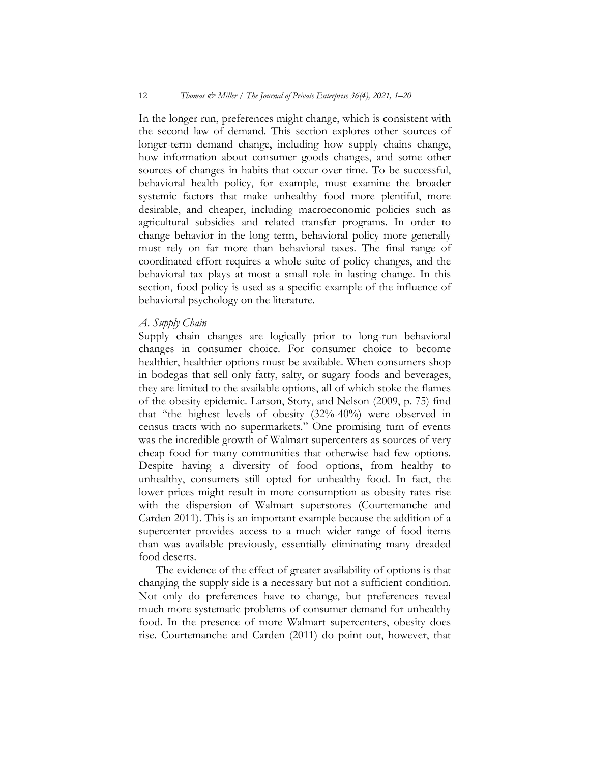In the longer run, preferences might change, which is consistent with the second law of demand. This section explores other sources of longer-term demand change, including how supply chains change, how information about consumer goods changes, and some other sources of changes in habits that occur over time. To be successful, behavioral health policy, for example, must examine the broader systemic factors that make unhealthy food more plentiful, more desirable, and cheaper, including macroeconomic policies such as agricultural subsidies and related transfer programs. In order to change behavior in the long term, behavioral policy more generally must rely on far more than behavioral taxes. The final range of coordinated effort requires a whole suite of policy changes, and the behavioral tax plays at most a small role in lasting change. In this section, food policy is used as a specific example of the influence of behavioral psychology on the literature.

*A. Supply Chain*

Supply chain changes are logically prior to long-run behavioral changes in consumer choice. For consumer choice to become healthier, healthier options must be available. When consumers shop in bodegas that sell only fatty, salty, or sugary foods and beverages, they are limited to the available options, all of which stoke the flames of the obesity epidemic. Larson, Story, and Nelson (2009, p. 75) find that "the highest levels of obesity (32%-40%) were observed in census tracts with no supermarkets." One promising turn of events was the incredible growth of Walmart supercenters as sources of very cheap food for many communities that otherwise had few options. Despite having a diversity of food options, from healthy to unhealthy, consumers still opted for unhealthy food. In fact, the lower prices might result in more consumption as obesity rates rise with the dispersion of Walmart superstores (Courtemanche and Carden 2011). This is an important example because the addition of a supercenter provides access to a much wider range of food items than was available previously, essentially eliminating many dreaded food deserts.

The evidence of the effect of greater availability of options is that changing the supply side is a necessary but not a sufficient condition. Not only do preferences have to change, but preferences reveal much more systematic problems of consumer demand for unhealthy food. In the presence of more Walmart supercenters, obesity does rise. Courtemanche and Carden (2011) do point out, however, that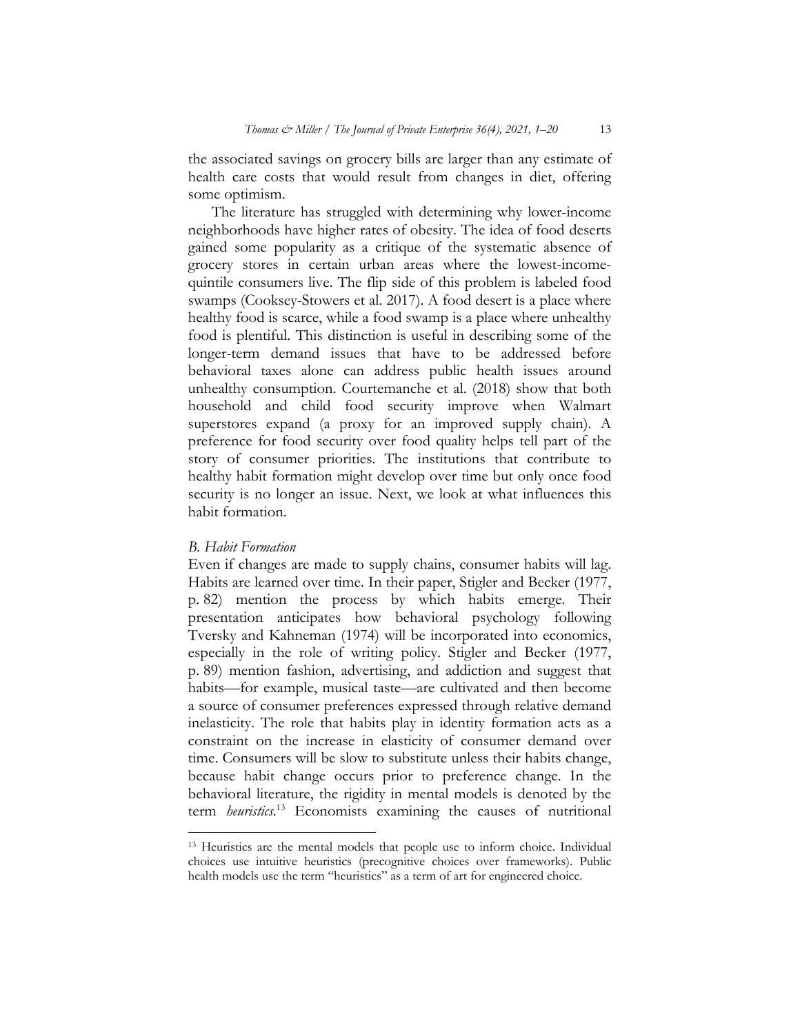the associated savings on grocery bills are larger than any estimate of health care costs that would result from changes in diet, offering some optimism.

The literature has struggled with determining why lower-income neighborhoods have higher rates of obesity. The idea of food deserts gained some popularity as a critique of the systematic absence of grocery stores in certain urban areas where the lowest-income-quintile consumers live. The flip side of this problem is labeled food swamps (Cooksey-Stowers et al. 2017). A food desert is a place where healthy food is scarce, while a food swamp is a place where unhealthy food is plentiful. This distinction is useful in describing some of the longer-term demand issues that have to be addressed before behavioral taxes alone can address public health issues around unhealthy consumption. Courtemanche et al. (2018) show that both household and child food security improve when Walmart superstores expand (a proxy for an improved supply chain). A preference for food security over food quality helps tell part of the story of consumer priorities. The institutions that contribute to healthy habit formation might develop over time but only once food security is no longer an issue. Next, we look at what influences this habit formation.

### *B. Habit Formation*

Even if changes are made to supply chains, consumer habits will lag. Habits are learned over time. In their paper, Stigler and Becker (1977, p. 82) mention the process by which habits emerge. Their presentation anticipates how behavioral psychology following Tversky and Kahneman (1974) will be incorporated into economics, especially in the role of writing policy. Stigler and Becker (1977, p. 89) mention fashion, advertising, and addiction and suggest that habits—for example, musical taste—are cultivated and then become a source of consumer preferences expressed through relative demand inelasticity. The role that habits play in identity formation acts as a constraint on the increase in elasticity of consumer demand over time. Consumers will be slow to substitute unless their habits change, because habit change occurs prior to preference change. In the behavioral literature, the rigidity in mental models is denoted by the term *heuristics*.[13] Economists examining the causes of nutritional

[13] Heuristics are the mental models that people use to inform choice. Individual choices use intuitive heuristics (precognitive choices over frameworks). Public health models use the term "heuristics" as a term of art for engineered choice.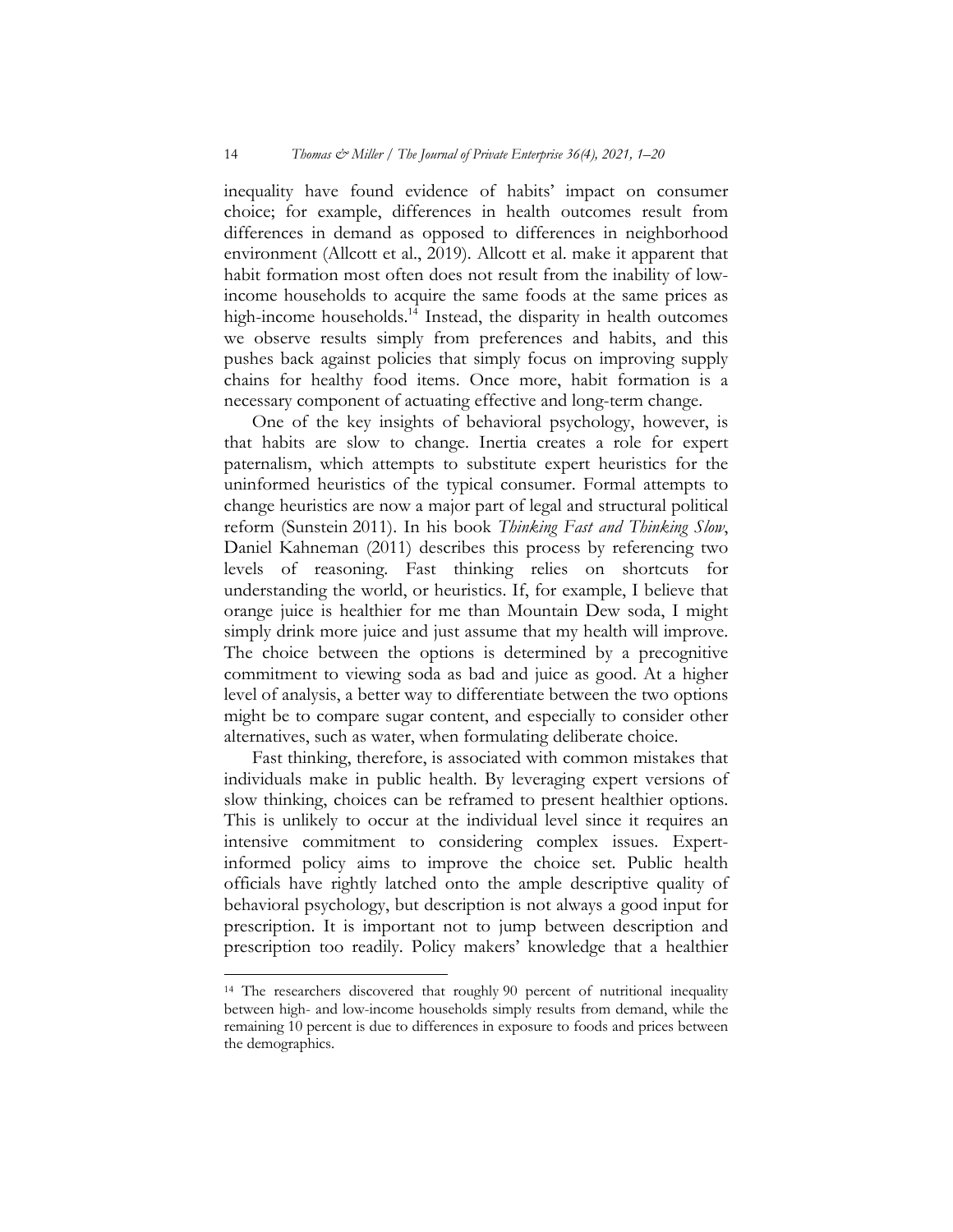inequality have found evidence of habits' impact on consumer choice; for example, differences in health outcomes result from differences in demand as opposed to differences in neighborhood environment (Allcott et al., 2019). Allcott et al. make it apparent that habit formation most often does not result from the inability of low-income households to acquire the same foods at the same prices as high-income households.[14] Instead, the disparity in health outcomes we observe results simply from preferences and habits, and this pushes back against policies that simply focus on improving supply chains for healthy food items. Once more, habit formation is a necessary component of actuating effective and long-term change.

One of the key insights of behavioral psychology, however, is that habits are slow to change. Inertia creates a role for expert paternalism, which attempts to substitute expert heuristics for the uninformed heuristics of the typical consumer. Formal attempts to change heuristics are now a major part of legal and structural political reform (Sunstein 2011). In his book *Thinking Fast and Thinking Slow*, Daniel Kahneman (2011) describes this process by referencing two levels of reasoning. Fast thinking relies on shortcuts for understanding the world, or heuristics. If, for example, I believe that orange juice is healthier for me than Mountain Dew soda, I might simply drink more juice and just assume that my health will improve. The choice between the options is determined by a precognitive commitment to viewing soda as bad and juice as good. At a higher level of analysis, a better way to differentiate between the two options might be to compare sugar content, and especially to consider other alternatives, such as water, when formulating deliberate choice.

Fast thinking, therefore, is associated with common mistakes that individuals make in public health. By leveraging expert versions of slow thinking, choices can be reframed to present healthier options. This is unlikely to occur at the individual level since it requires an intensive commitment to considering complex issues. Expert-informed policy aims to improve the choice set. Public health officials have rightly latched onto the ample descriptive quality of behavioral psychology, but description is not always a good input for prescription. It is important not to jump between description and prescription too readily. Policy makers' knowledge that a healthier

---

[14] The researchers discovered that roughly 90 percent of nutritional inequality between high- and low-income households simply results from demand, while the remaining 10 percent is due to differences in exposure to foods and prices between the demographics.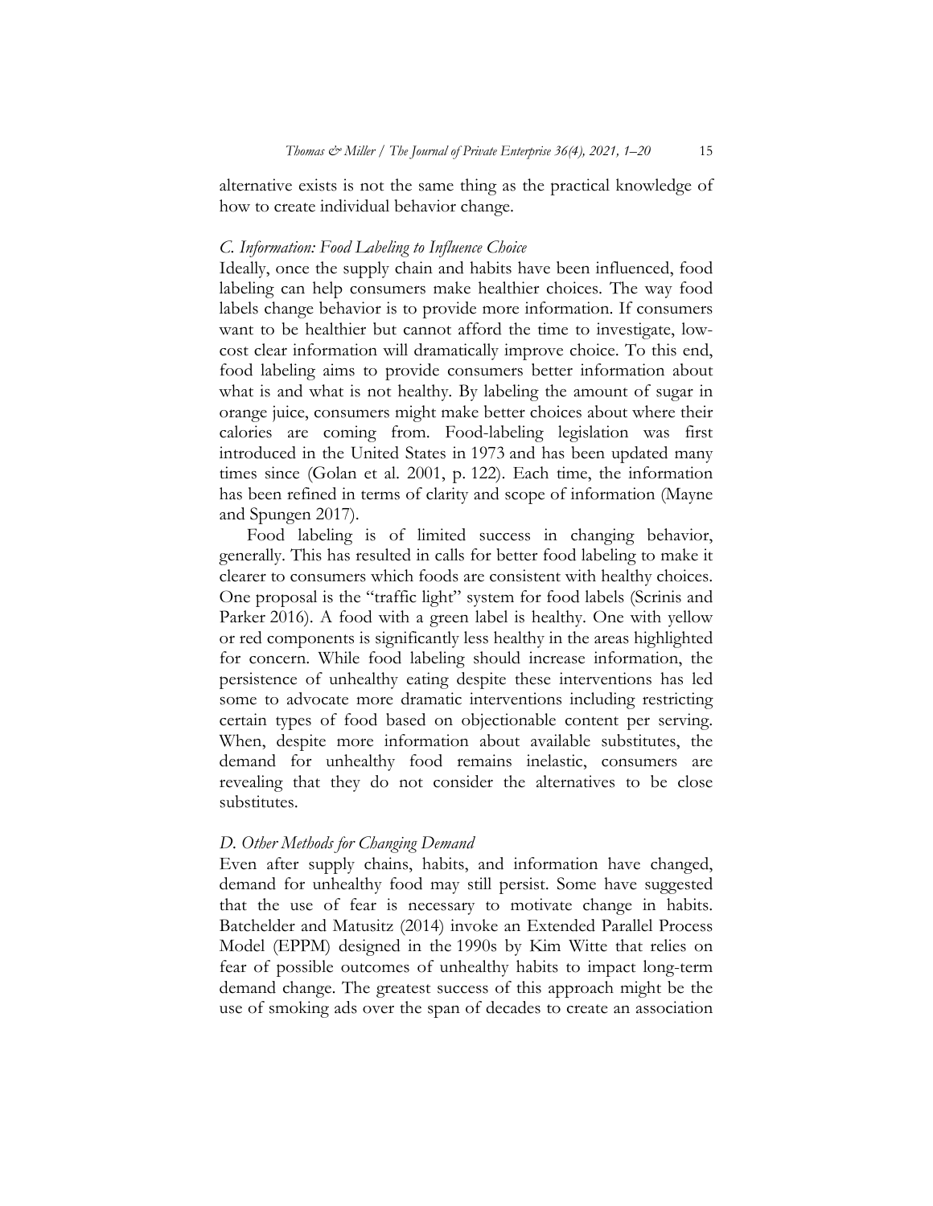alternative exists is not the same thing as the practical knowledge of how to create individual behavior change.

### *C. Information: Food Labeling to Influence Choice*

Ideally, once the supply chain and habits have been influenced, food labeling can help consumers make healthier choices. The way food labels change behavior is to provide more information. If consumers want to be healthier but cannot afford the time to investigate, low-cost clear information will dramatically improve choice. To this end, food labeling aims to provide consumers better information about what is and what is not healthy. By labeling the amount of sugar in orange juice, consumers might make better choices about where their calories are coming from. Food-labeling legislation was first introduced in the United States in 1973 and has been updated many times since (Golan et al. 2001, p. 122). Each time, the information has been refined in terms of clarity and scope of information (Mayne and Spungen 2017).

Food labeling is of limited success in changing behavior, generally. This has resulted in calls for better food labeling to make it clearer to consumers which foods are consistent with healthy choices. One proposal is the "traffic light" system for food labels (Scrinis and Parker 2016). A food with a green label is healthy. One with yellow or red components is significantly less healthy in the areas highlighted for concern. While food labeling should increase information, the persistence of unhealthy eating despite these interventions has led some to advocate more dramatic interventions including restricting certain types of food based on objectionable content per serving. When, despite more information about available substitutes, the demand for unhealthy food remains inelastic, consumers are revealing that they do not consider the alternatives to be close substitutes.

### *D. Other Methods for Changing Demand*

Even after supply chains, habits, and information have changed, demand for unhealthy food may still persist. Some have suggested that the use of fear is necessary to motivate change in habits. Batchelder and Matusitz (2014) invoke an Extended Parallel Process Model (EPPM) designed in the 1990s by Kim Witte that relies on fear of possible outcomes of unhealthy habits to impact long-term demand change. The greatest success of this approach might be the use of smoking ads over the span of decades to create an association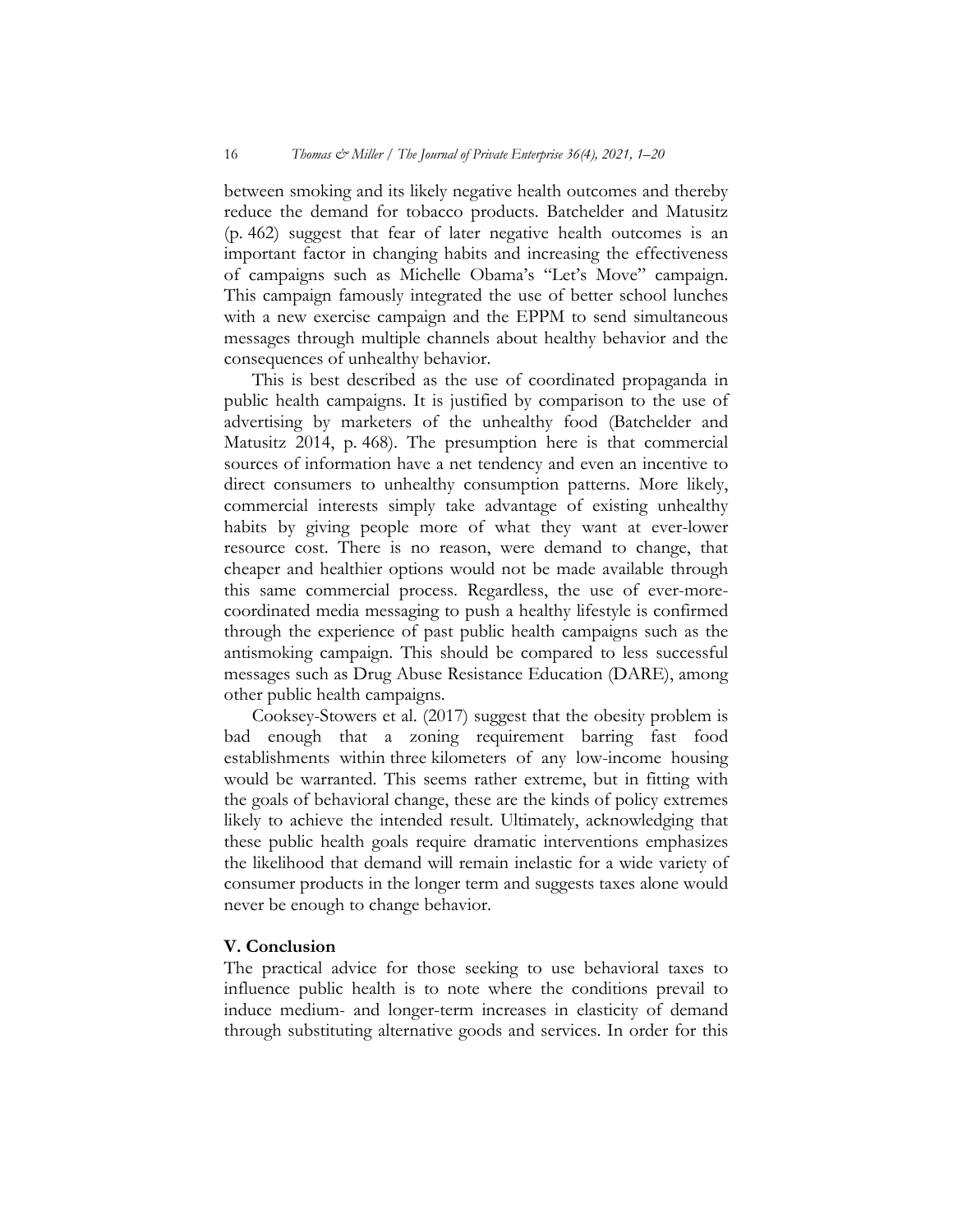between smoking and its likely negative health outcomes and thereby reduce the demand for tobacco products. Batchelder and Matusitz (p. 462) suggest that fear of later negative health outcomes is an important factor in changing habits and increasing the effectiveness of campaigns such as Michelle Obama's "Let's Move" campaign. This campaign famously integrated the use of better school lunches with a new exercise campaign and the EPPM to send simultaneous messages through multiple channels about healthy behavior and the consequences of unhealthy behavior.

This is best described as the use of coordinated propaganda in public health campaigns. It is justified by comparison to the use of advertising by marketers of the unhealthy food (Batchelder and Matusitz 2014, p. 468). The presumption here is that commercial sources of information have a net tendency and even an incentive to direct consumers to unhealthy consumption patterns. More likely, commercial interests simply take advantage of existing unhealthy habits by giving people more of what they want at ever-lower resource cost. There is no reason, were demand to change, that cheaper and healthier options would not be made available through this same commercial process. Regardless, the use of ever-more-coordinated media messaging to push a healthy lifestyle is confirmed through the experience of past public health campaigns such as the antismoking campaign. This should be compared to less successful messages such as Drug Abuse Resistance Education (DARE), among other public health campaigns.

Cooksey-Stowers et al. (2017) suggest that the obesity problem is bad enough that a zoning requirement barring fast food establishments within three kilometers of any low-income housing would be warranted. This seems rather extreme, but in fitting with the goals of behavioral change, these are the kinds of policy extremes likely to achieve the intended result. Ultimately, acknowledging that these public health goals require dramatic interventions emphasizes the likelihood that demand will remain inelastic for a wide variety of consumer products in the longer term and suggests taxes alone would never be enough to change behavior.

## V. Conclusion

The practical advice for those seeking to use behavioral taxes to influence public health is to note where the conditions prevail to induce medium- and longer-term increases in elasticity of demand through substituting alternative goods and services. In order for this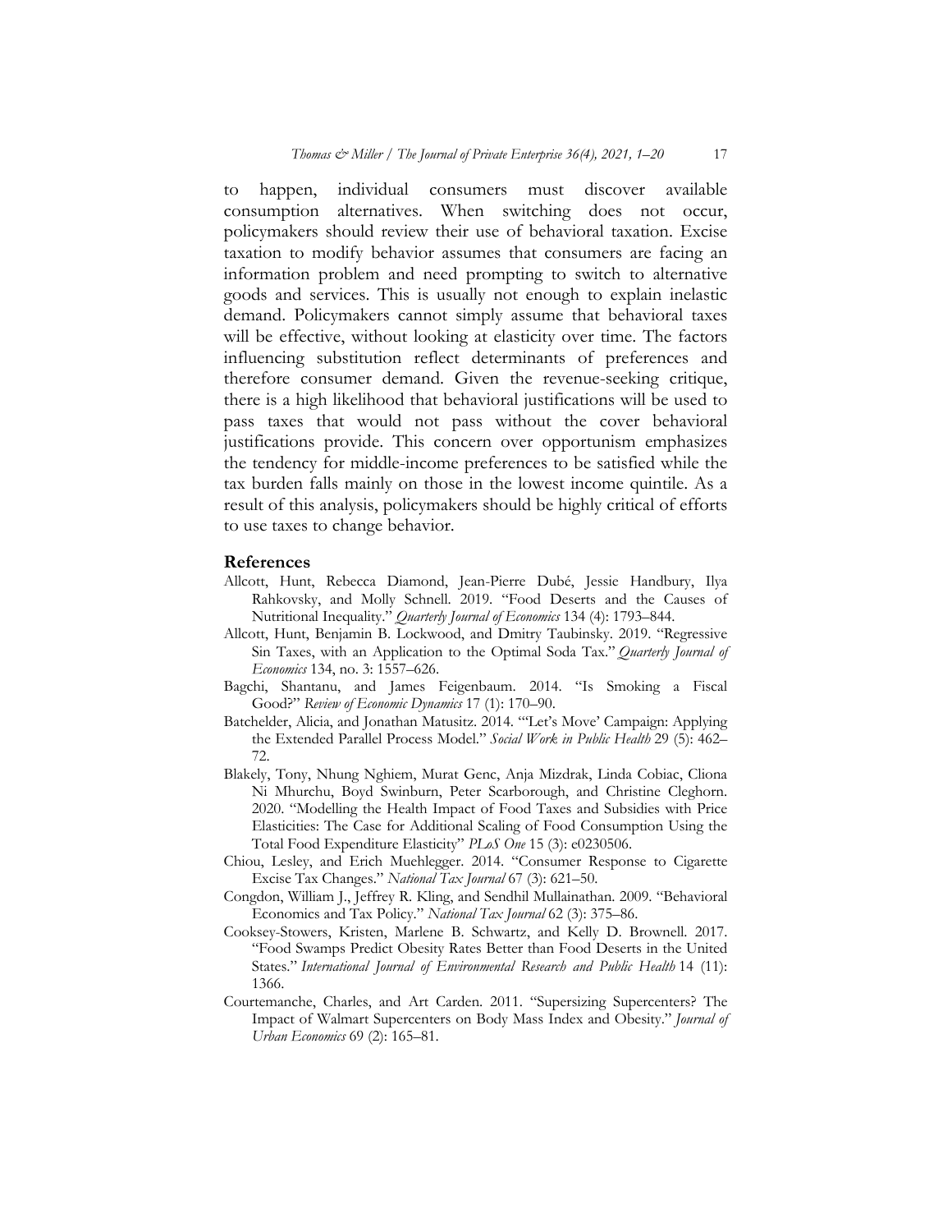to happen, individual consumers must discover available consumption alternatives. When switching does not occur, policymakers should review their use of behavioral taxation. Excise taxation to modify behavior assumes that consumers are facing an information problem and need prompting to switch to alternative goods and services. This is usually not enough to explain inelastic demand. Policymakers cannot simply assume that behavioral taxes will be effective, without looking at elasticity over time. The factors influencing substitution reflect determinants of preferences and therefore consumer demand. Given the revenue-seeking critique, there is a high likelihood that behavioral justifications will be used to pass taxes that would not pass without the cover behavioral justifications provide. This concern over opportunism emphasizes the tendency for middle-income preferences to be satisfied while the tax burden falls mainly on those in the lowest income quintile. As a result of this analysis, policymakers should be highly critical of efforts to use taxes to change behavior.

## References

Allcott, Hunt, Rebecca Diamond, Jean-Pierre Dubé, Jessie Handbury, Ilya Rahkovsky, and Molly Schnell. 2019. "Food Deserts and the Causes of Nutritional Inequality." *Quarterly Journal of Economics* 134 (4): 1793–844.

Allcott, Hunt, Benjamin B. Lockwood, and Dmitry Taubinsky. 2019. "Regressive Sin Taxes, with an Application to the Optimal Soda Tax." *Quarterly Journal of Economics* 134, no. 3: 1557–626.

Bagchi, Shantanu, and James Feigenbaum. 2014. "Is Smoking a Fiscal Good?" *Review of Economic Dynamics* 17 (1): 170–90.

Batchelder, Alicia, and Jonathan Matusitz. 2014. "'Let's Move' Campaign: Applying the Extended Parallel Process Model." *Social Work in Public Health* 29 (5): 462–72.

Blakely, Tony, Nhung Nghiem, Murat Genc, Anja Mizdrak, Linda Cobiac, Cliona Ni Mhurchu, Boyd Swinburn, Peter Scarborough, and Christine Cleghorn. 2020. "Modelling the Health Impact of Food Taxes and Subsidies with Price Elasticities: The Case for Additional Scaling of Food Consumption Using the Total Food Expenditure Elasticity" *PLoS One* 15 (3): e0230506.

Chiou, Lesley, and Erich Muehlegger. 2014. "Consumer Response to Cigarette Excise Tax Changes." *National Tax Journal* 67 (3): 621–50.

Congdon, William J., Jeffrey R. Kling, and Sendhil Mullainathan. 2009. "Behavioral Economics and Tax Policy." *National Tax Journal* 62 (3): 375–86.

Cooksey-Stowers, Kristen, Marlene B. Schwartz, and Kelly D. Brownell. 2017. "Food Swamps Predict Obesity Rates Better than Food Deserts in the United States." *International Journal of Environmental Research and Public Health* 14 (11): 1366.

Courtemanche, Charles, and Art Carden. 2011. "Supersizing Supercenters? The Impact of Walmart Supercenters on Body Mass Index and Obesity." *Journal of Urban Economics* 69 (2): 165–81.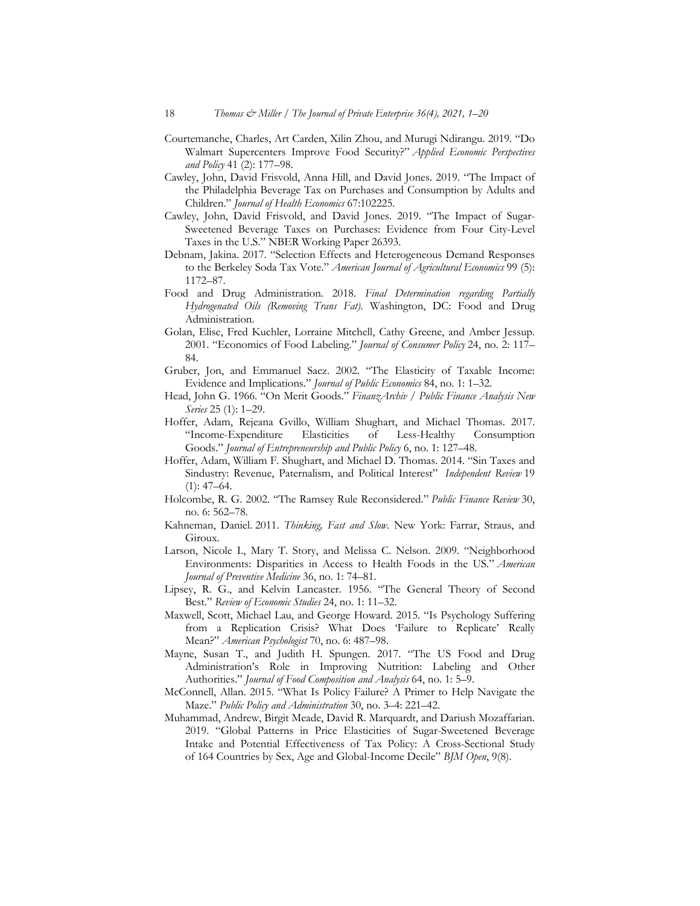Courtemanche, Charles, Art Carden, Xilin Zhou, and Murugi Ndirangu. 2019. "Do Walmart Supercenters Improve Food Security?" *Applied Economic Perspectives and Policy* 41 (2): 177–98.

Cawley, John, David Frisvold, Anna Hill, and David Jones. 2019. "The Impact of the Philadelphia Beverage Tax on Purchases and Consumption by Adults and Children." *Journal of Health Economics* 67:102225.

Cawley, John, David Frisvold, and David Jones. 2019. "The Impact of Sugar-Sweetened Beverage Taxes on Purchases: Evidence from Four City-Level Taxes in the U.S." NBER Working Paper 26393.

Debnam, Jakina. 2017. "Selection Effects and Heterogeneous Demand Responses to the Berkeley Soda Tax Vote." *American Journal of Agricultural Economics* 99 (5): 1172–87.

Food and Drug Administration. 2018. *Final Determination regarding Partially Hydrogenated Oils (Removing Trans Fat)*. Washington, DC: Food and Drug Administration.

Golan, Elise, Fred Kuchler, Lorraine Mitchell, Cathy Greene, and Amber Jessup. 2001. "Economics of Food Labeling." *Journal of Consumer Policy* 24, no. 2: 117–84.

Gruber, Jon, and Emmanuel Saez. 2002. "The Elasticity of Taxable Income: Evidence and Implications." *Journal of Public Economics* 84, no. 1: 1–32.

Head, John G. 1966. "On Merit Goods." *FinanzArchiv / Public Finance Analysis New Series* 25 (1): 1–29.

Hoffer, Adam, Rejeana Gvillo, William Shughart, and Michael Thomas. 2017. "Income-Expenditure Elasticities of Less-Healthy Consumption Goods." *Journal of Entrepreneurship and Public Policy* 6, no. 1: 127–48.

Hoffer, Adam, William F. Shughart, and Michael D. Thomas. 2014. "Sin Taxes and Sindustry: Revenue, Paternalism, and Political Interest" *Independent Review* 19 (1): 47–64.

Holcombe, R. G. 2002. "The Ramsey Rule Reconsidered." *Public Finance Review* 30, no. 6: 562–78.

Kahneman, Daniel. 2011. *Thinking, Fast and Slow*. New York: Farrar, Straus, and Giroux.

Larson, Nicole I., Mary T. Story, and Melissa C. Nelson. 2009. "Neighborhood Environments: Disparities in Access to Health Foods in the US." *American Journal of Preventive Medicine* 36, no. 1: 74–81.

Lipsey, R. G., and Kelvin Lancaster. 1956. "The General Theory of Second Best." *Review of Economic Studies* 24, no. 1: 11–32.

Maxwell, Scott, Michael Lau, and George Howard. 2015. "Is Psychology Suffering from a Replication Crisis? What Does 'Failure to Replicate' Really Mean?" *American Psychologist* 70, no. 6: 487–98.

Mayne, Susan T., and Judith H. Spungen. 2017. "The US Food and Drug Administration's Role in Improving Nutrition: Labeling and Other Authorities." *Journal of Food Composition and Analysis* 64, no. 1: 5–9.

McConnell, Allan. 2015. "What Is Policy Failure? A Primer to Help Navigate the Maze." *Public Policy and Administration* 30, no. 3–4: 221–42.

Muhammad, Andrew, Birgit Meade, David R. Marquardt, and Dariush Mozaffarian. 2019. "Global Patterns in Price Elasticities of Sugar-Sweetened Beverage Intake and Potential Effectiveness of Tax Policy: A Cross-Sectional Study of 164 Countries by Sex, Age and Global-Income Decile" *BJM Open*, 9(8).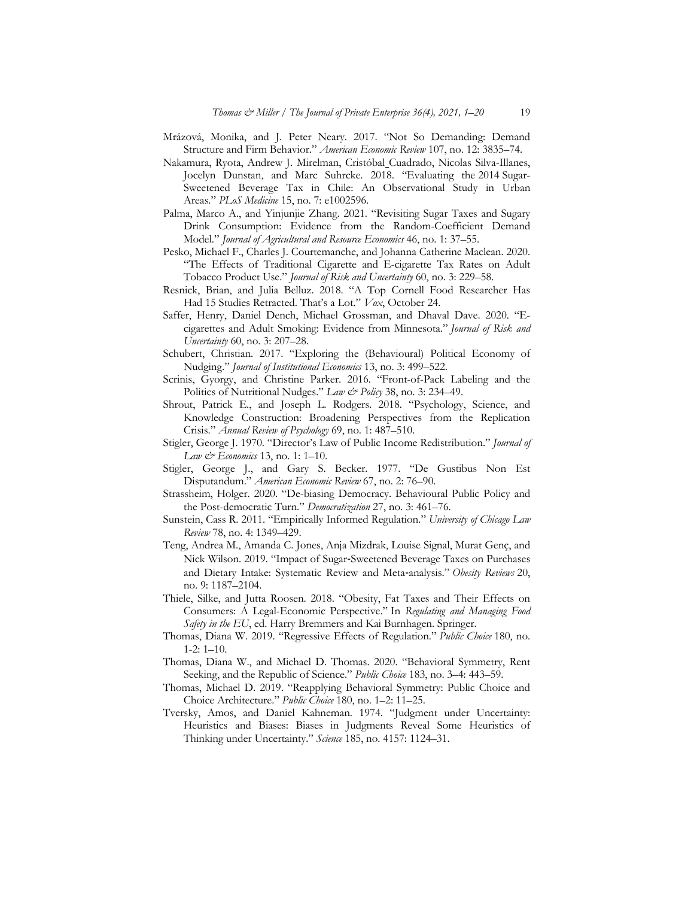Mrázová, Monika, and J. Peter Neary. 2017. "Not So Demanding: Demand Structure and Firm Behavior." *American Economic Review* 107, no. 12: 3835–74.

Nakamura, Ryota, Andrew J. Mirelman, Cristóbal Cuadrado, Nicolas Silva-Illanes, Jocelyn Dunstan, and Marc Suhrcke. 2018. "Evaluating the 2014 Sugar-Sweetened Beverage Tax in Chile: An Observational Study in Urban Areas." *PLoS Medicine* 15, no. 7: e1002596.

Palma, Marco A., and Yinjunjie Zhang. 2021. "Revisiting Sugar Taxes and Sugary Drink Consumption: Evidence from the Random-Coefficient Demand Model." *Journal of Agricultural and Resource Economics* 46, no. 1: 37–55.

Pesko, Michael F., Charles J. Courtemanche, and Johanna Catherine Maclean. 2020. "The Effects of Traditional Cigarette and E-cigarette Tax Rates on Adult Tobacco Product Use." *Journal of Risk and Uncertainty* 60, no. 3: 229–58.

Resnick, Brian, and Julia Belluz. 2018. "A Top Cornell Food Researcher Has Had 15 Studies Retracted. That's a Lot." *Vox*, October 24.

Saffer, Henry, Daniel Dench, Michael Grossman, and Dhaval Dave. 2020. "E-cigarettes and Adult Smoking: Evidence from Minnesota." *Journal of Risk and Uncertainty* 60, no. 3: 207–28.

Schubert, Christian. 2017. "Exploring the (Behavioural) Political Economy of Nudging." *Journal of Institutional Economics* 13, no. 3: 499–522.

Scrinis, Gyorgy, and Christine Parker. 2016. "Front-of-Pack Labeling and the Politics of Nutritional Nudges." *Law & Policy* 38, no. 3: 234–49.

Shrout, Patrick E., and Joseph L. Rodgers. 2018. "Psychology, Science, and Knowledge Construction: Broadening Perspectives from the Replication Crisis." *Annual Review of Psychology* 69, no. 1: 487–510.

Stigler, George J. 1970. "Director's Law of Public Income Redistribution." *Journal of Law & Economics* 13, no. 1: 1–10.

Stigler, George J., and Gary S. Becker. 1977. "De Gustibus Non Est Disputandum." *American Economic Review* 67, no. 2: 76–90.

Strassheim, Holger. 2020. "De-biasing Democracy. Behavioural Public Policy and the Post-democratic Turn." *Democratization* 27, no. 3: 461–76.

Sunstein, Cass R. 2011. "Empirically Informed Regulation." *University of Chicago Law Review* 78, no. 4: 1349–429.

Teng, Andrea M., Amanda C. Jones, Anja Mizdrak, Louise Signal, Murat Genç, and Nick Wilson. 2019. "Impact of Sugar-Sweetened Beverage Taxes on Purchases and Dietary Intake: Systematic Review and Meta-analysis." *Obesity Reviews* 20, no. 9: 1187–2104.

Thiele, Silke, and Jutta Roosen. 2018. "Obesity, Fat Taxes and Their Effects on Consumers: A Legal-Economic Perspective." In *Regulating and Managing Food Safety in the EU*, ed. Harry Bremmers and Kai Burnhagen. Springer.

Thomas, Diana W. 2019. "Regressive Effects of Regulation." *Public Choice* 180, no. 1-2: 1–10.

Thomas, Diana W., and Michael D. Thomas. 2020. "Behavioral Symmetry, Rent Seeking, and the Republic of Science." *Public Choice* 183, no. 3–4: 443–59.

Thomas, Michael D. 2019. "Reapplying Behavioral Symmetry: Public Choice and Choice Architecture." *Public Choice* 180, no. 1–2: 11–25.

Tversky, Amos, and Daniel Kahneman. 1974. "Judgment under Uncertainty: Heuristics and Biases: Biases in Judgments Reveal Some Heuristics of Thinking under Uncertainty." *Science* 185, no. 4157: 1124–31.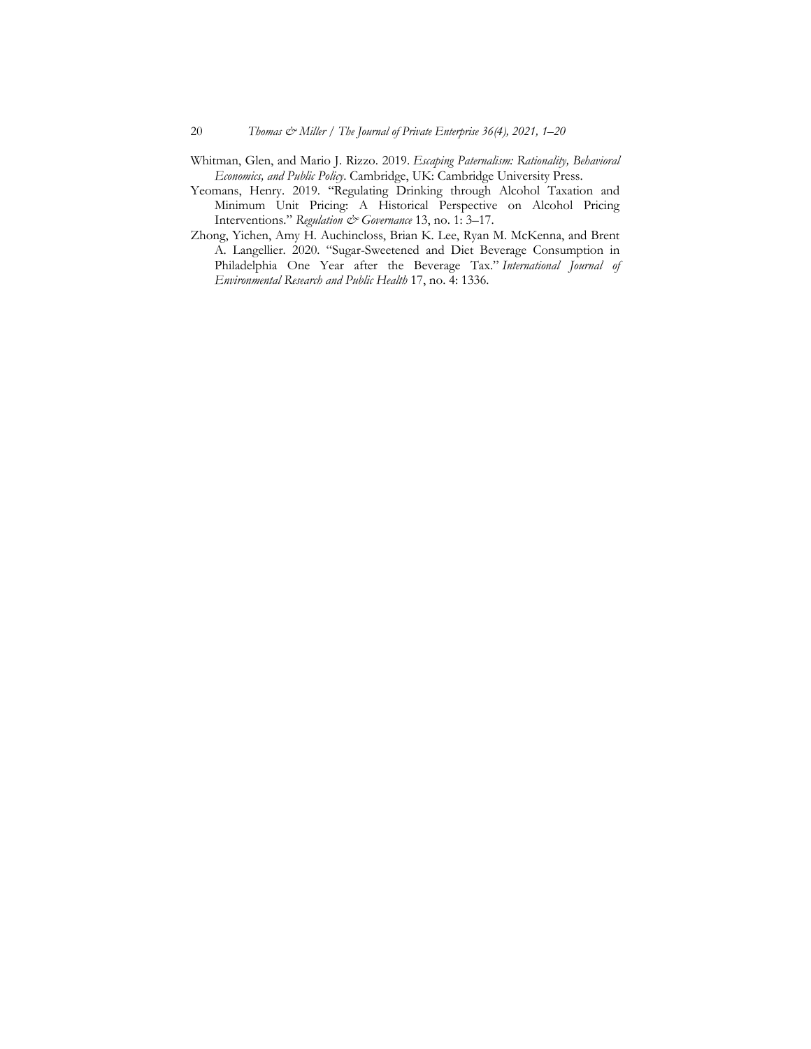Whitman, Glen, and Mario J. Rizzo. 2019. *Escaping Paternalism: Rationality, Behavioral Economics, and Public Policy*. Cambridge, UK: Cambridge University Press.

Yeomans, Henry. 2019. "Regulating Drinking through Alcohol Taxation and Minimum Unit Pricing: A Historical Perspective on Alcohol Pricing Interventions." *Regulation & Governance* 13, no. 1: 3–17.

Zhong, Yichen, Amy H. Auchincloss, Brian K. Lee, Ryan M. McKenna, and Brent A. Langellier. 2020. "Sugar-Sweetened and Diet Beverage Consumption in Philadelphia One Year after the Beverage Tax." *International Journal of Environmental Research and Public Health* 17, no. 4: 1336.